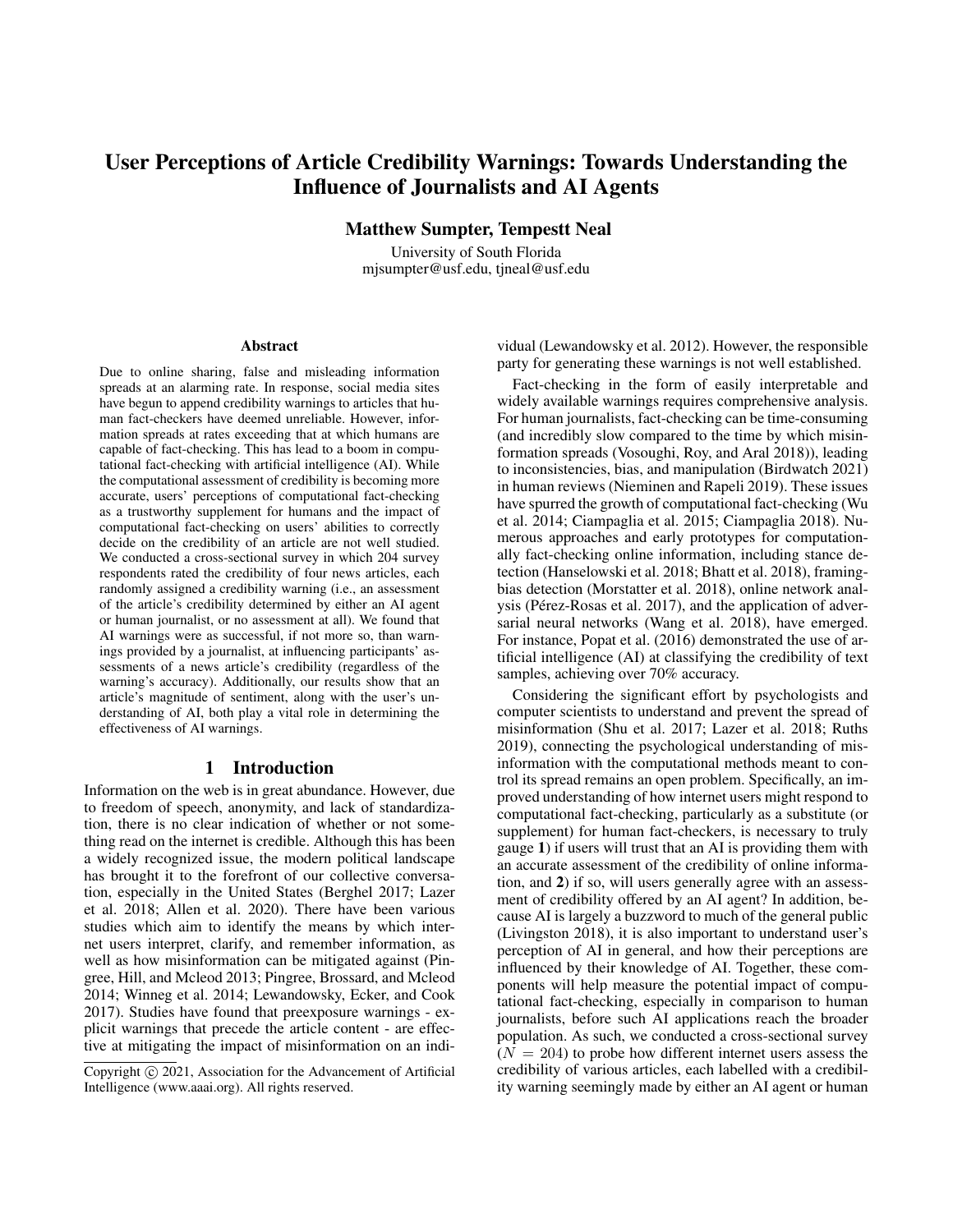# User Perceptions of Article Credibility Warnings: Towards Understanding the Influence of Journalists and AI Agents

**Matthew Sumpter, Tempestt Neal**

University of South Florida
mjsumpter@usf.edu, tjneal@usf.edu

## Abstract

Due to online sharing, false and misleading information spreads at an alarming rate. In response, social media sites have begun to append credibility warnings to articles that human fact-checkers have deemed unreliable. However, information spreads at rates exceeding that at which humans are capable of fact-checking. This has lead to a boom in computational fact-checking with artificial intelligence (AI). While the computational assessment of credibility is becoming more accurate, users' perceptions of computational fact-checking as a trustworthy supplement for humans and the impact of computational fact-checking on users' abilities to correctly decide on the credibility of an article are not well studied. We conducted a cross-sectional survey in which 204 survey respondents rated the credibility of four news articles, each randomly assigned a credibility warning (i.e., an assessment of the article's credibility determined by either an AI agent or human journalist, or no assessment at all). We found that AI warnings were as successful, if not more so, than warnings provided by a journalist, at influencing participants' assessments of a news article's credibility (regardless of the warning's accuracy). Additionally, our results show that an article's magnitude of sentiment, along with the user's understanding of AI, both play a vital role in determining the effectiveness of AI warnings.

## 1 Introduction

Information on the web is in great abundance. However, due to freedom of speech, anonymity, and lack of standardization, there is no clear indication of whether or not something read on the internet is credible. Although this has been a widely recognized issue, the modern political landscape has brought it to the forefront of our collective conversation, especially in the United States (Berghel 2017; Lazer et al. 2018; Allen et al. 2020). There have been various studies which aim to identify the means by which internet users interpret, clarify, and remember information, as well as how misinformation can be mitigated against (Pingree, Hill, and Mcleod 2013; Pingree, Brossard, and Mcleod 2014; Winneg et al. 2014; Lewandowsky, Ecker, and Cook 2017). Studies have found that preexposure warnings - explicit warnings that precede the article content - are effective at mitigating the impact of misinformation on an individual (Lewandowsky et al. 2012). However, the responsible party for generating these warnings is not well established.

Fact-checking in the form of easily interpretable and widely available warnings requires comprehensive analysis. For human journalists, fact-checking can be time-consuming (and incredibly slow compared to the time by which misinformation spreads (Vosoughi, Roy, and Aral 2018)), leading to inconsistencies, bias, and manipulation (Birdwatch 2021) in human reviews (Nieminen and Rapeli 2019). These issues have spurred the growth of computational fact-checking (Wu et al. 2014; Ciampaglia et al. 2015; Ciampaglia 2018). Numerous approaches and early prototypes for computationally fact-checking online information, including stance detection (Hanselowski et al. 2018; Bhatt et al. 2018), framing-bias detection (Morstatter et al. 2018), online network analysis (Pérez-Rosas et al. 2017), and the application of adversarial neural networks (Wang et al. 2018), have emerged. For instance, Popat et al. (2016) demonstrated the use of artificial intelligence (AI) at classifying the credibility of text samples, achieving over 70% accuracy.

Considering the significant effort by psychologists and computer scientists to understand and prevent the spread of misinformation (Shu et al. 2017; Lazer et al. 2018; Ruths 2019), connecting the psychological understanding of misinformation with the computational methods meant to control its spread remains an open problem. Specifically, an improved understanding of how internet users might respond to computational fact-checking, particularly as a substitute (or supplement) for human fact-checkers, is necessary to truly gauge **1**) if users will trust that an AI is providing them with an accurate assessment of the credibility of online information, and **2**) if so, will users generally agree with an assessment of credibility offered by an AI agent? In addition, because AI is largely a buzzword to much of the general public (Livingston 2018), it is also important to understand user's perception of AI in general, and how their perceptions are influenced by their knowledge of AI. Together, these components will help measure the potential impact of computational fact-checking, especially in comparison to human journalists, before such AI applications reach the broader population. As such, we conducted a cross-sectional survey ($N = 204$) to probe how different internet users assess the credibility of various articles, each labelled with a credibility warning seemingly made by either an AI agent or human

Copyright © 2021, Association for the Advancement of Artificial Intelligence (www.aaai.org). All rights reserved.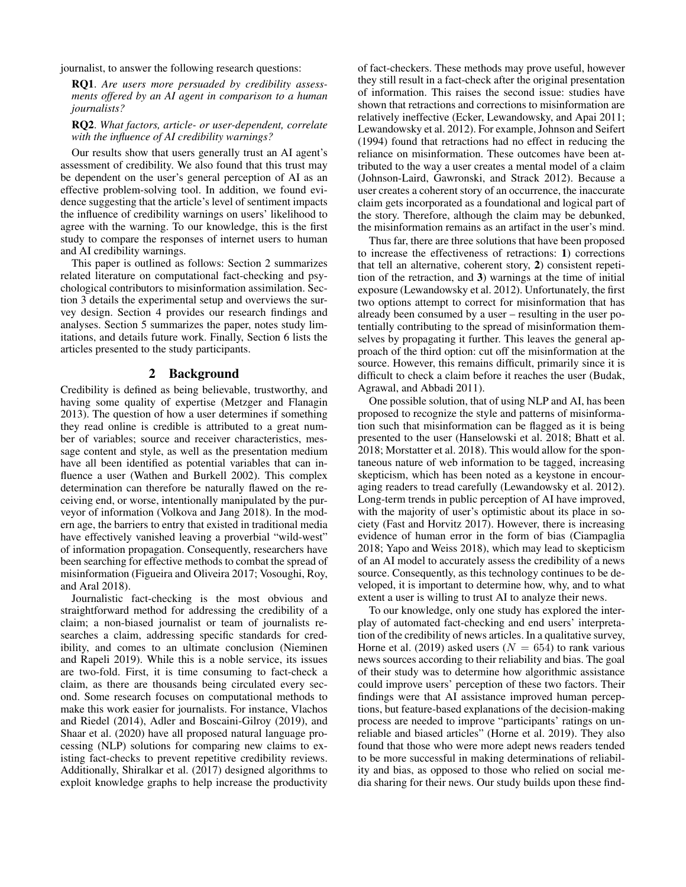journalist, to answer the following research questions:

**RQ1**. *Are users more persuaded by credibility assessments offered by an AI agent in comparison to a human journalists?*

**RQ2**. *What factors, article- or user-dependent, correlate with the influence of AI credibility warnings?*

Our results show that users generally trust an AI agent's assessment of credibility. We also found that this trust may be dependent on the user's general perception of AI as an effective problem-solving tool. In addition, we found evidence suggesting that the article's level of sentiment impacts the influence of credibility warnings on users' likelihood to agree with the warning. To our knowledge, this is the first study to compare the responses of internet users to human and AI credibility warnings.

This paper is outlined as follows: Section 2 summarizes related literature on computational fact-checking and psychological contributors to misinformation assimilation. Section 3 details the experimental setup and overviews the survey design. Section 4 provides our research findings and analyses. Section 5 summarizes the paper, notes study limitations, and details future work. Finally, Section 6 lists the articles presented to the study participants.

## 2 Background

Credibility is defined as being believable, trustworthy, and having some quality of expertise (Metzger and Flanagin 2013). The question of how a user determines if something they read online is credible is attributed to a great number of variables; source and receiver characteristics, message content and style, as well as the presentation medium have all been identified as potential variables that can influence a user (Wathen and Burkell 2002). This complex determination can therefore be naturally flawed on the receiving end, or worse, intentionally manipulated by the purveyor of information (Volkova and Jang 2018). In the modern age, the barriers to entry that existed in traditional media have effectively vanished leaving a proverbial "wild-west" of information propagation. Consequently, researchers have been searching for effective methods to combat the spread of misinformation (Figueira and Oliveira 2017; Vosoughi, Roy, and Aral 2018).

Journalistic fact-checking is the most obvious and straightforward method for addressing the credibility of a claim; a non-biased journalist or team of journalists researches a claim, addressing specific standards for credibility, and comes to an ultimate conclusion (Nieminen and Rapeli 2019). While this is a noble service, its issues are two-fold. First, it is time consuming to fact-check a claim, as there are thousands being circulated every second. Some research focuses on computational methods to make this work easier for journalists. For instance, Vlachos and Riedel (2014), Adler and Boscaini-Gilroy (2019), and Shaar et al. (2020) have all proposed natural language processing (NLP) solutions for comparing new claims to existing fact-checks to prevent repetitive credibility reviews. Additionally, Shiralkar et al. (2017) designed algorithms to exploit knowledge graphs to help increase the productivity of fact-checkers. These methods may prove useful, however they still result in a fact-check after the original presentation of information. This raises the second issue: studies have shown that retractions and corrections to misinformation are relatively ineffective (Ecker, Lewandowsky, and Apai 2011; Lewandowsky et al. 2012). For example, Johnson and Seifert (1994) found that retractions had no effect in reducing the reliance on misinformation. These outcomes have been attributed to the way a user creates a mental model of a claim (Johnson-Laird, Gawronski, and Strack 2012). Because a user creates a coherent story of an occurrence, the inaccurate claim gets incorporated as a foundational and logical part of the story. Therefore, although the claim may be debunked, the misinformation remains as an artifact in the user's mind.

Thus far, there are three solutions that have been proposed to increase the effectiveness of retractions: **1**) corrections that tell an alternative, coherent story, **2**) consistent repetition of the retraction, and **3**) warnings at the time of initial exposure (Lewandowsky et al. 2012). Unfortunately, the first two options attempt to correct for misinformation that has already been consumed by a user – resulting in the user potentially contributing to the spread of misinformation themselves by propagating it further. This leaves the general approach of the third option: cut off the misinformation at the source. However, this remains difficult, primarily since it is difficult to check a claim before it reaches the user (Budak, Agrawal, and Abbadi 2011).

One possible solution, that of using NLP and AI, has been proposed to recognize the style and patterns of misinformation such that misinformation can be flagged as it is being presented to the user (Hanselowski et al. 2018; Bhatt et al. 2018; Morstatter et al. 2018). This would allow for the spontaneous nature of web information to be tagged, increasing skepticism, which has been noted as a keystone in encouraging readers to tread carefully (Lewandowsky et al. 2012). Long-term trends in public perception of AI have improved, with the majority of user's optimistic about its place in society (Fast and Horvitz 2017). However, there is increasing evidence of human error in the form of bias (Ciampaglia 2018; Yapo and Weiss 2018), which may lead to skepticism of an AI model to accurately assess the credibility of a news source. Consequently, as this technology continues to be developed, it is important to determine how, why, and to what extent a user is willing to trust AI to analyze their news.

To our knowledge, only one study has explored the interplay of automated fact-checking and end users' interpretation of the credibility of news articles. In a qualitative survey, Horne et al. (2019) asked users ($N = 654$) to rank various news sources according to their reliability and bias. The goal of their study was to determine how algorithmic assistance could improve users' perception of these two factors. Their findings were that AI assistance improved human perceptions, but feature-based explanations of the decision-making process are needed to improve "participants' ratings on unreliable and biased articles" (Horne et al. 2019). They also found that those who were more adept news readers tended to be more successful in making determinations of reliability and bias, as opposed to those who relied on social media sharing for their news. Our study builds upon these find-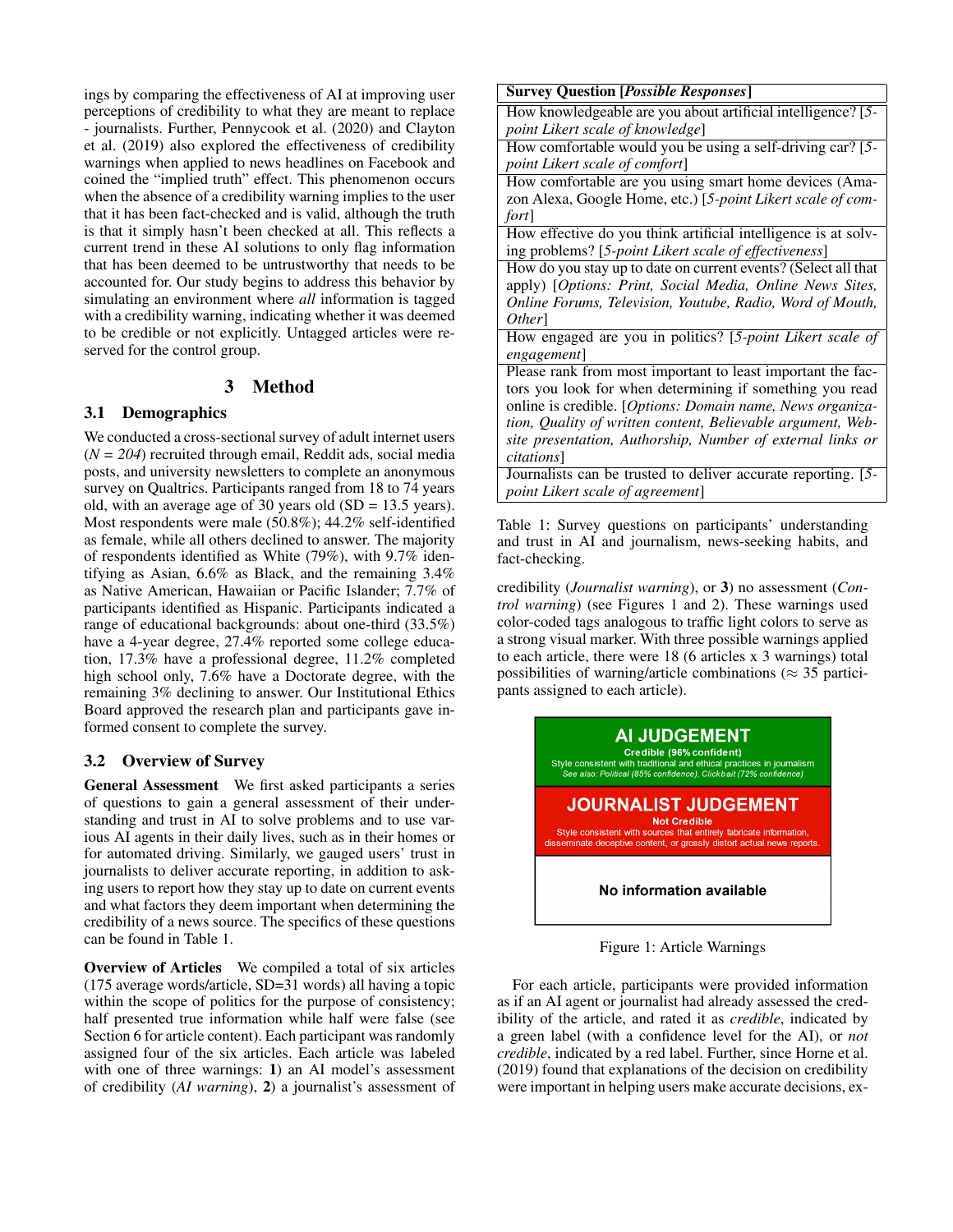ings by comparing the effectiveness of AI at improving user perceptions of credibility to what they are meant to replace - journalists. Further, Pennycook et al. (2020) and Clayton et al. (2019) also explored the effectiveness of credibility warnings when applied to news headlines on Facebook and coined the "implied truth" effect. This phenomenon occurs when the absence of a credibility warning implies to the user that it has been fact-checked and is valid, although the truth is that it simply hasn't been checked at all. This reflects a current trend in these AI solutions to only flag information that has been deemed to be untrustworthy that needs to be accounted for. Our study begins to address this behavior by simulating an environment where *all* information is tagged with a credibility warning, indicating whether it was deemed to be credible or not explicitly. Untagged articles were reserved for the control group.

## 3 Method

### 3.1 Demographics

We conducted a cross-sectional survey of adult internet users (*N = 204*) recruited through email, Reddit ads, social media posts, and university newsletters to complete an anonymous survey on Qualtrics. Participants ranged from 18 to 74 years old, with an average age of 30 years old (SD = 13.5 years). Most respondents were male (50.8%); 44.2% self-identified as female, while all others declined to answer. The majority of respondents identified as White (79%), with 9.7% identifying as Asian, 6.6% as Black, and the remaining 3.4% as Native American, Hawaiian or Pacific Islander; 7.7% of participants identified as Hispanic. Participants indicated a range of educational backgrounds: about one-third (33.5%) have a 4-year degree, 27.4% reported some college education, 17.3% have a professional degree, 11.2% completed high school only, 7.6% have a Doctorate degree, with the remaining 3% declining to answer. Our Institutional Ethics Board approved the research plan and participants gave informed consent to complete the survey.

### 3.2 Overview of Survey

**General Assessment** We first asked participants a series of questions to gain a general assessment of their understanding and trust in AI to solve problems and to use various AI agents in their daily lives, such as in their homes or for automated driving. Similarly, we gauged users' trust in journalists to deliver accurate reporting, in addition to asking users to report how they stay up to date on current events and what factors they deem important when determining the credibility of a news source. The specifics of these questions can be found in Table 1.

**Overview of Articles** We compiled a total of six articles (175 average words/article, SD=31 words) all having a topic within the scope of politics for the purpose of consistency; half presented true information while half were false (see Section 6 for article content). Each participant was randomly assigned four of the six articles. Each article was labeled with one of three warnings: **1**) an AI model's assessment of credibility (*AI warning*), **2**) a journalist's assessment of credibility (*Journalist warning*), or **3**) no assessment (*Control warning*) (see Figures 1 and 2). These warnings used color-coded tags analogous to traffic light colors to serve as a strong visual marker. With three possible warnings applied to each article, there were 18 (6 articles x 3 warnings) total possibilities of warning/article combinations (≈ 35 participants assigned to each article).

| **Survey Question [*Possible Responses*]** |
|---|
| How knowledgeable are you about artificial intelligence? [*5-point Likert scale of knowledge*] |
| How comfortable would you be using a self-driving car? [*5-point Likert scale of comfort*] |
| How comfortable are you using smart home devices (Amazon Alexa, Google Home, etc.) [*5-point Likert scale of comfort*] |
| How effective do you think artificial intelligence is at solving problems? [*5-point Likert scale of effectiveness*] |
| How do you stay up to date on current events? (Select all that apply) [*Options: Print, Social Media, Online News Sites, Online Forums, Television, Youtube, Radio, Word of Mouth, Other*] |
| How engaged are you in politics? [*5-point Likert scale of engagement*] |
| Please rank from most important to least important the factors you look for when determining if something you read online is credible. [*Options: Domain name, News organization, Quality of written content, Believable argument, Website presentation, Authorship, Number of external links or citations*] |
| Journalists can be trusted to deliver accurate reporting. [*5-point Likert scale of agreement*] |

Table 1: Survey questions on participants' understanding and trust in AI and journalism, news-seeking habits, and fact-checking.

**AI JUDGEMENT**
Credible (96% confident)
Style consistent with traditional and ethical practices in journalism
*See also: Political (85% confidence), Clickbait (72% confidence)*

**JOURNALIST JUDGEMENT**
Not Credible
Style consistent with sources that entirely fabricate information, disseminate deceptive content, or grossly distort actual news reports.

**No information available**

Figure 1: Article Warnings

For each article, participants were provided information as if an AI agent or journalist had already assessed the credibility of the article, and rated it as *credible*, indicated by a green label (with a confidence level for the AI), or *not credible*, indicated by a red label. Further, since Horne et al. (2019) found that explanations of the decision on credibility were important in helping users make accurate decisions, ex-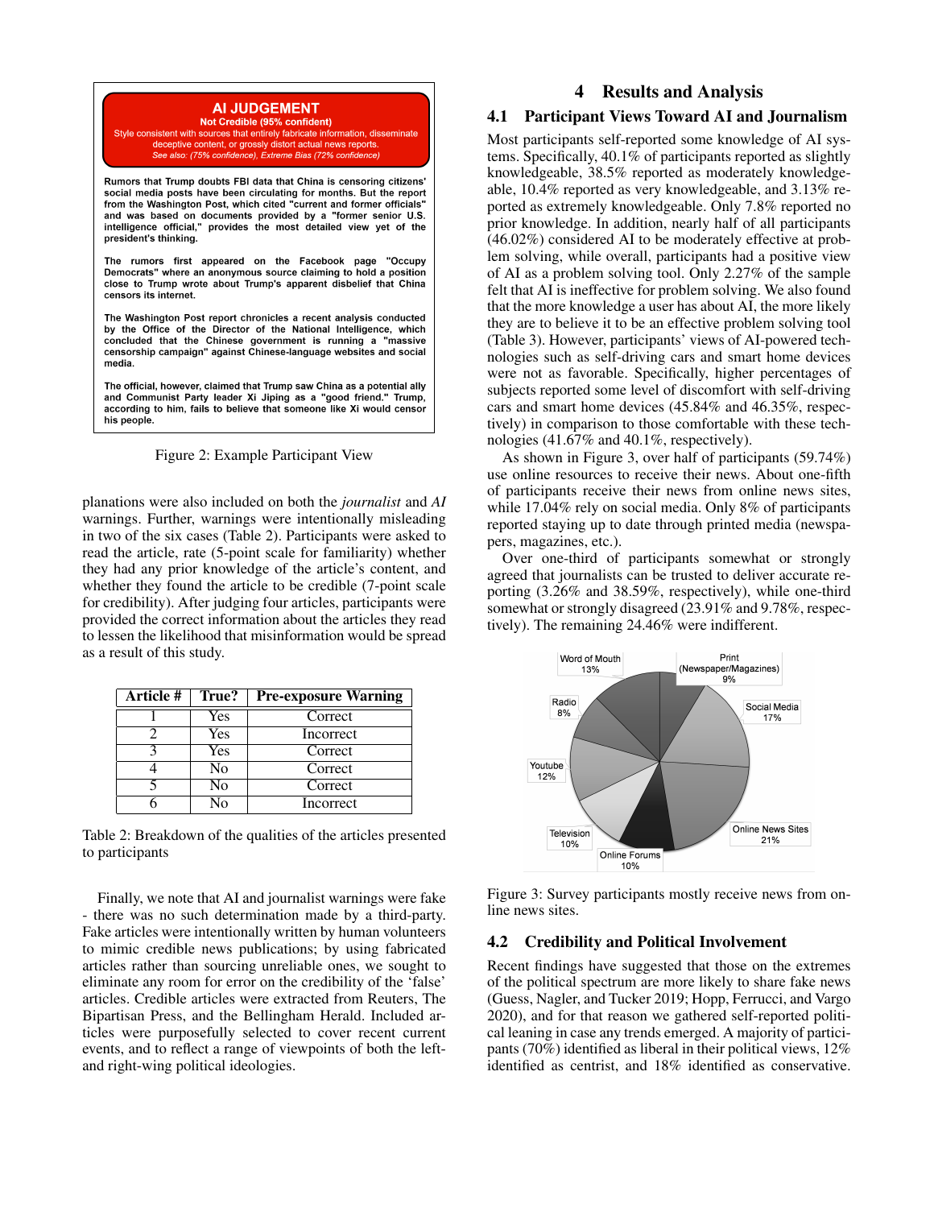**AI JUDGEMENT**
**Not Credible (95% confident)**
Style consistent with sources that entirely fabricate information, disseminate deceptive content, or grossly distort actual news reports.
*See also: (75% confidence), Extreme Bias (72% confidence)*

**Rumors that Trump doubts FBI data that China is censoring citizens' social media posts have been circulating for months. But the report from the Washington Post, which cited "current and former officials" and was based on documents provided by a "former senior U.S. intelligence official," provides the most detailed view yet of the president's thinking.**

**The rumors first appeared on the Facebook page "Occupy Democrats" where an anonymous source claiming to hold a position close to Trump wrote about Trump's apparent disbelief that China censors its internet.**

**The Washington Post report chronicles a recent analysis conducted by the Office of the Director of the National Intelligence, which concluded that the Chinese government is running a "massive censorship campaign" against Chinese-language websites and social media.**

**The official, however, claimed that Trump saw China as a potential ally and Communist Party leader Xi Jiping as a "good friend." Trump, according to him, fails to believe that someone like Xi would censor his people.**

Figure 2: Example Participant View

planations were also included on both the *journalist* and *AI* warnings. Further, warnings were intentionally misleading in two of the six cases (Table 2). Participants were asked to read the article, rate (5-point scale for familiarity) whether they had any prior knowledge of the article's content, and whether they found the article to be credible (7-point scale for credibility). After judging four articles, participants were provided the correct information about the articles they read to lessen the likelihood that misinformation would be spread as a result of this study.

| Article # | True? | Pre-exposure Warning |
|---|---|---|
| 1 | Yes | Correct |
| 2 | Yes | Incorrect |
| 3 | Yes | Correct |
| 4 | No | Correct |
| 5 | No | Correct |
| 6 | No | Incorrect |

Table 2: Breakdown of the qualities of the articles presented to participants

Finally, we note that AI and journalist warnings were fake - there was no such determination made by a third-party. Fake articles were intentionally written by human volunteers to mimic credible news publications; by using fabricated articles rather than sourcing unreliable ones, we sought to eliminate any room for error on the credibility of the 'false' articles. Credible articles were extracted from Reuters, The Bipartisan Press, and the Bellingham Herald. Included articles were purposefully selected to cover recent current events, and to reflect a range of viewpoints of both the left- and right-wing political ideologies.

# 4 Results and Analysis

## 4.1 Participant Views Toward AI and Journalism

Most participants self-reported some knowledge of AI systems. Specifically, 40.1% of participants reported as slightly knowledgeable, 38.5% reported as moderately knowledgeable, 10.4% reported as very knowledgeable, and 3.13% reported as extremely knowledgeable. Only 7.8% reported no prior knowledge. In addition, nearly half of all participants (46.02%) considered AI to be moderately effective at problem solving, while overall, participants had a positive view of AI as a problem solving tool. Only 2.27% of the sample felt that AI is ineffective for problem solving. We also found that the more knowledge a user has about AI, the more likely they are to believe it to be an effective problem solving tool (Table 3). However, participants' views of AI-powered technologies such as self-driving cars and smart home devices were not as favorable. Specifically, higher percentages of subjects reported some level of discomfort with self-driving cars and smart home devices (45.84% and 46.35%, respectively) in comparison to those comfortable with these technologies (41.67% and 40.1%, respectively).

As shown in Figure 3, over half of participants (59.74%) use online resources to receive their news. About one-fifth of participants receive their news from online news sites, while 17.04% rely on social media. Only 8% of participants reported staying up to date through printed media (newspapers, magazines, etc.).

Over one-third of participants somewhat or strongly agreed that journalists can be trusted to deliver accurate reporting (3.26% and 38.59%, respectively), while one-third somewhat or strongly disagreed (23.91% and 9.78%, respectively). The remaining 24.46% were indifferent.

Word of Mouth 13%; Print (Newspaper/Magazines) 9%; Social Media 17%; Online News Sites 21%; Online Forums 10%; Television 10%; Youtube 12%; Radio 8%

Figure 3: Survey participants mostly receive news from online news sites.

## 4.2 Credibility and Political Involvement

Recent findings have suggested that those on the extremes of the political spectrum are more likely to share fake news (Guess, Nagler, and Tucker 2019; Hopp, Ferrucci, and Vargo 2020), and for that reason we gathered self-reported political leaning in case any trends emerged. A majority of participants (70%) identified as liberal in their political views, 12% identified as centrist, and 18% identified as conservative.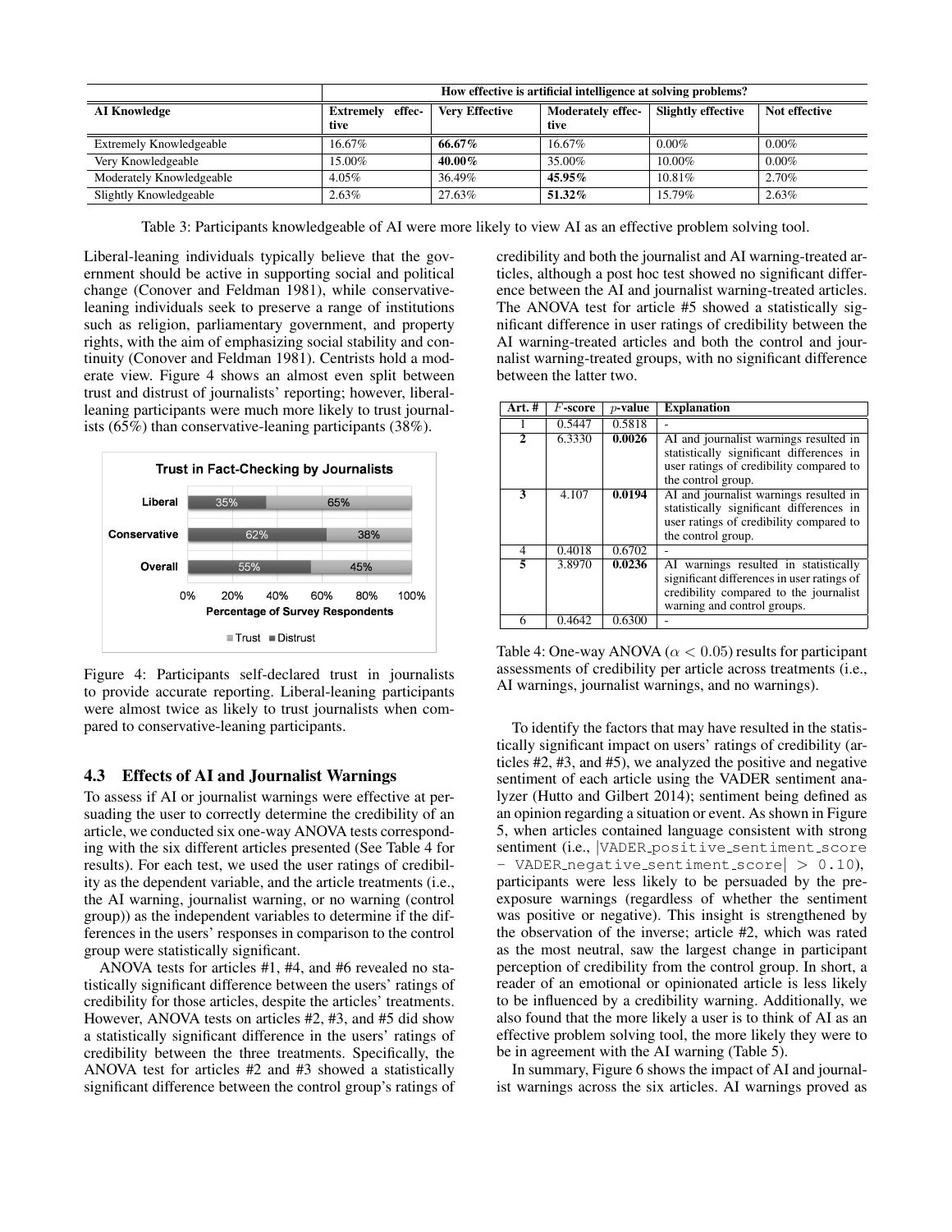| | How effective is artificial intelligence at solving problems? | | | | |
|---|---|---|---|---|---|
| **AI Knowledge** | **Extremely effective** | **Very Effective** | **Moderately effective** | **Slightly effective** | **Not effective** |
| Extremely Knowledgeable | 16.67% | **66.67%** | 16.67% | 0.00% | 0.00% |
| Very Knowledgeable | 15.00% | **40.00%** | 35.00% | 10.00% | 0.00% |
| Moderately Knowledgeable | 4.05% | 36.49% | **45.95%** | 10.81% | 2.70% |
| Slightly Knowledgeable | 2.63% | 27.63% | **51.32%** | 15.79% | 2.63% |

Table 3: Participants knowledgeable of AI were more likely to view AI as an effective problem solving tool.

Liberal-leaning individuals typically believe that the government should be active in supporting social and political change (Conover and Feldman 1981), while conservative-leaning individuals seek to preserve a range of institutions such as religion, parliamentary government, and property rights, with the aim of emphasizing social stability and continuity (Conover and Feldman 1981). Centrists hold a moderate view. Figure 4 shows an almost even split between trust and distrust of journalists' reporting; however, liberal-leaning participants were much more likely to trust journalists (65%) than conservative-leaning participants (38%).

Figure 4: Participants self-declared trust in journalists to provide accurate reporting. Liberal-leaning participants were almost twice as likely to trust journalists when compared to conservative-leaning participants.

### 4.3 Effects of AI and Journalist Warnings

To assess if AI or journalist warnings were effective at persuading the user to correctly determine the credibility of an article, we conducted six one-way ANOVA tests corresponding with the six different articles presented (See Table 4 for results). For each test, we used the user ratings of credibility as the dependent variable, and the article treatments (i.e., the AI warning, journalist warning, or no warning (control group)) as the independent variables to determine if the differences in the users' responses in comparison to the control group were statistically significant.

ANOVA tests for articles #1, #4, and #6 revealed no statistically significant difference between the users' ratings of credibility for those articles, despite the articles' treatments. However, ANOVA tests on articles #2, #3, and #5 did show a statistically significant difference in the users' ratings of credibility between the three treatments. Specifically, the ANOVA test for articles #2 and #3 showed a statistically significant difference between the control group's ratings of credibility and both the journalist and AI warning-treated articles, although a post hoc test showed no significant difference between the AI and journalist warning-treated articles. The ANOVA test for article #5 showed a statistically significant difference in user ratings of credibility between the AI warning-treated articles and both the control and journalist warning-treated groups, with no significant difference between the latter two.

| Art. # | $F$-score | $p$-value | Explanation |
|---|---|---|---|
| 1 | 0.5447 | 0.5818 | - |
| **2** | 6.3330 | **0.0026** | AI and journalist warnings resulted in statistically significant differences in user ratings of credibility compared to the control group. |
| **3** | 4.107 | **0.0194** | AI and journalist warnings resulted in statistically significant differences in user ratings of credibility compared to the control group. |
| 4 | 0.4018 | 0.6702 | - |
| **5** | 3.8970 | **0.0236** | AI warnings resulted in statistically significant differences in user ratings of credibility compared to the journalist warning and control groups. |
| 6 | 0.4642 | 0.6300 | - |

Table 4: One-way ANOVA ($\alpha < 0.05$) results for participant assessments of credibility per article across treatments (i.e., AI warnings, journalist warnings, and no warnings).

To identify the factors that may have resulted in the statistically significant impact on users' ratings of credibility (articles #2, #3, and #5), we analyzed the positive and negative sentiment of each article using the VADER sentiment analyzer (Hutto and Gilbert 2014); sentiment being defined as an opinion regarding a situation or event. As shown in Figure 5, when articles contained language consistent with strong sentiment (i.e., $|$`VADER_positive_sentiment_score - VADER_negative_sentiment_score`$| > 0.10$), participants were less likely to be persuaded by the pre-exposure warnings (regardless of whether the sentiment was positive or negative). This insight is strengthened by the observation of the inverse; article #2, which was rated as the most neutral, saw the largest change in participant perception of credibility from the control group. In short, a reader of an emotional or opinionated article is less likely to be influenced by a credibility warning. Additionally, we also found that the more likely a user is to think of AI as an effective problem solving tool, the more likely they were to be in agreement with the AI warning (Table 5).

In summary, Figure 6 shows the impact of AI and journalist warnings across the six articles. AI warnings proved as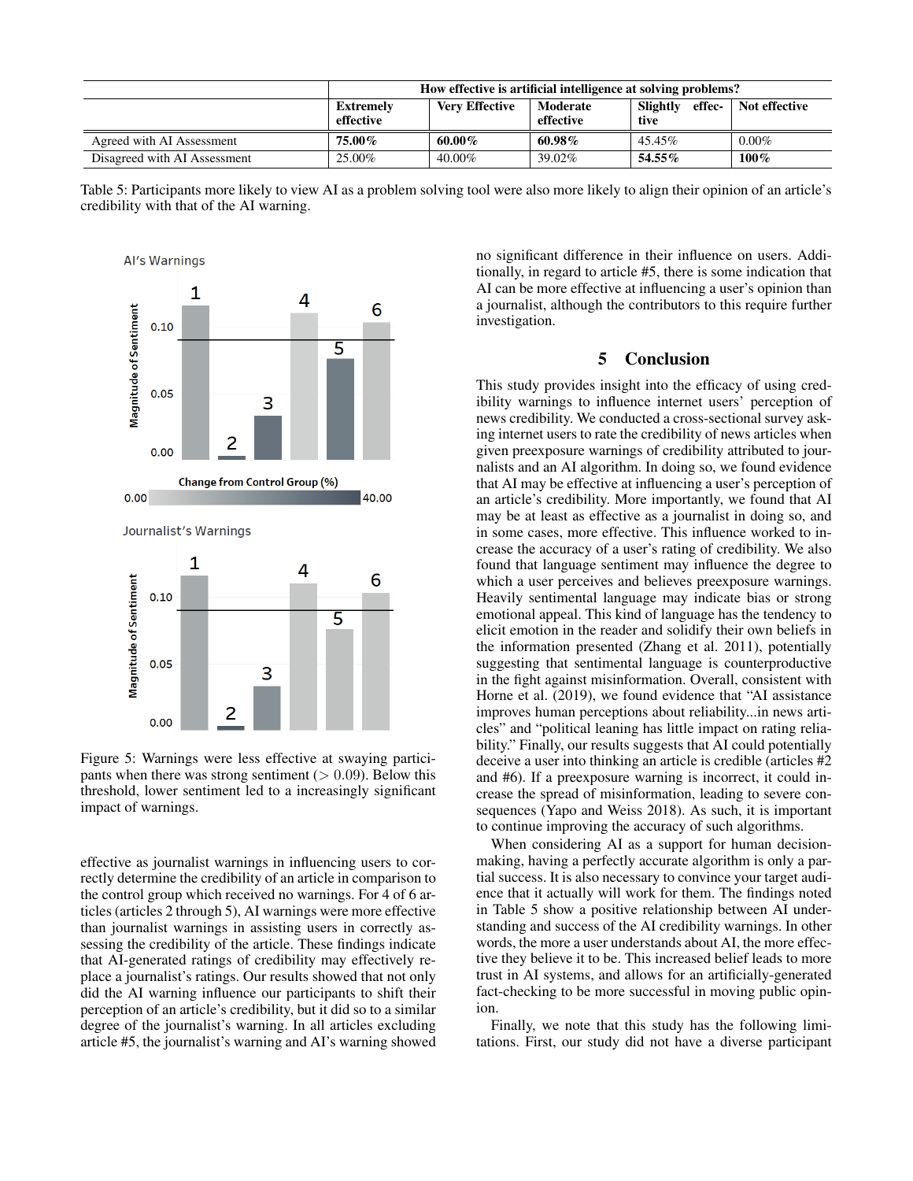| | How effective is artificial intelligence at solving problems? | | | | |
|---|---|---|---|---|---|
| | **Extremely effective** | **Very Effective** | **Moderate effective** | **Slightly effective** | **Not effective** |
| Agreed with AI Assessment | **75.00%** | **60.00%** | **60.98%** | 45.45% | 0.00% |
| Disagreed with AI Assessment | 25.00% | 40.00% | 39.02% | **54.55%** | **100%** |

Table 5: Participants more likely to view AI as a problem solving tool were also more likely to align their opinion of an article's credibility with that of the AI warning.

Figure 5: Warnings were less effective at swaying participants when there was strong sentiment ($> 0.09$). Below this threshold, lower sentiment led to a increasingly significant impact of warnings.

effective as journalist warnings in influencing users to correctly determine the credibility of an article in comparison to the control group which received no warnings. For 4 of 6 articles (articles 2 through 5), AI warnings were more effective than journalist warnings in assisting users in correctly assessing the credibility of the article. These findings indicate that AI-generated ratings of credibility may effectively replace a journalist's ratings. Our results showed that not only did the AI warning influence our participants to shift their perception of an article's credibility, but it did so to a similar degree of the journalist's warning. In all articles excluding article #5, the journalist's warning and AI's warning showed no significant difference in their influence on users. Additionally, in regard to article #5, there is some indication that AI can be more effective at influencing a user's opinion than a journalist, although the contributors to this require further investigation.

## 5 Conclusion

This study provides insight into the efficacy of using credibility warnings to influence internet users' perception of news credibility. We conducted a cross-sectional survey asking internet users to rate the credibility of news articles when given preexposure warnings of credibility attributed to journalists and an AI algorithm. In doing so, we found evidence that AI may be effective at influencing a user's perception of an article's credibility. More importantly, we found that AI may be at least as effective as a journalist in doing so, and in some cases, more effective. This influence worked to increase the accuracy of a user's rating of credibility. We also found that language sentiment may influence the degree to which a user perceives and believes preexposure warnings. Heavily sentimental language may indicate bias or strong emotional appeal. This kind of language has the tendency to elicit emotion in the reader and solidify their own beliefs in the information presented (Zhang et al. 2011), potentially suggesting that sentimental language is counterproductive in the fight against misinformation. Overall, consistent with Horne et al. (2019), we found evidence that "AI assistance improves human perceptions about reliability...in news articles" and "political leaning has little impact on rating reliability." Finally, our results suggests that AI could potentially deceive a user into thinking an article is credible (articles #2 and #6). If a preexposure warning is incorrect, it could increase the spread of misinformation, leading to severe consequences (Yapo and Weiss 2018). As such, it is important to continue improving the accuracy of such algorithms.

When considering AI as a support for human decision-making, having a perfectly accurate algorithm is only a partial success. It is also necessary to convince your target audience that it actually will work for them. The findings noted in Table 5 show a positive relationship between AI understanding and success of AI credibility warnings. In other words, the more a user understands about AI, the more effective they believe it to be. This increased belief leads to more trust in AI systems, and allows for an artificially-generated fact-checking to be more successful in moving public opinion.

Finally, we note that this study has the following limitations. First, our study did not have a diverse participant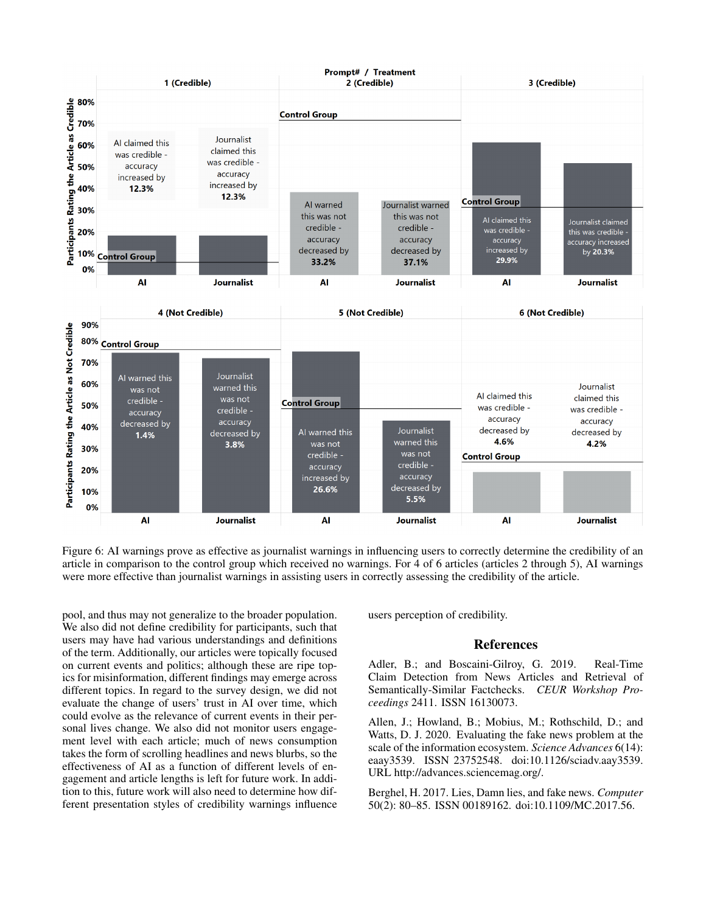Figure 6: AI warnings prove as effective as journalist warnings in influencing users to correctly determine the credibility of an article in comparison to the control group which received no warnings. For 4 of 6 articles (articles 2 through 5), AI warnings were more effective than journalist warnings in assisting users in correctly assessing the credibility of the article.

pool, and thus may not generalize to the broader population. We also did not define credibility for participants, such that users may have had various understandings and definitions of the term. Additionally, our articles were topically focused on current events and politics; although these are ripe topics for misinformation, different findings may emerge across different topics. In regard to the survey design, we did not evaluate the change of users' trust in AI over time, which could evolve as the relevance of current events in their personal lives change. We also did not monitor users engagement level with each article; much of news consumption takes the form of scrolling headlines and news blurbs, so the effectiveness of AI as a function of different levels of engagement and article lengths is left for future work. In addition to this, future work will also need to determine how different presentation styles of credibility warnings influence users perception of credibility.

## References

Adler, B.; and Boscaini-Gilroy, G. 2019. Real-Time Claim Detection from News Articles and Retrieval of Semantically-Similar Factchecks. *CEUR Workshop Proceedings* 2411. ISSN 16130073.

Allen, J.; Howland, B.; Mobius, M.; Rothschild, D.; and Watts, D. J. 2020. Evaluating the fake news problem at the scale of the information ecosystem. *Science Advances* 6(14): eaay3539. ISSN 23752548. doi:10.1126/sciadv.aay3539. URL http://advances.sciencemag.org/.

Berghel, H. 2017. Lies, Damn lies, and fake news. *Computer* 50(2): 80–85. ISSN 00189162. doi:10.1109/MC.2017.56.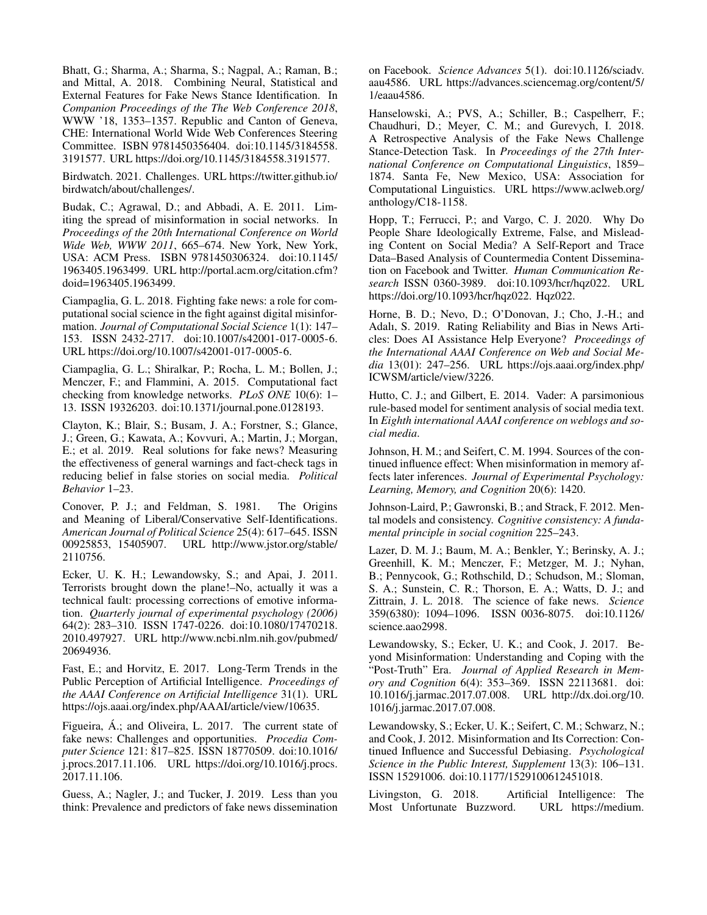Bhatt, G.; Sharma, A.; Sharma, S.; Nagpal, A.; Raman, B.; and Mittal, A. 2018. Combining Neural, Statistical and External Features for Fake News Stance Identification. In *Companion Proceedings of the The Web Conference 2018*, WWW '18, 1353–1357. Republic and Canton of Geneva, CHE: International World Wide Web Conferences Steering Committee. ISBN 9781450356404. doi:10.1145/3184558.3191577. URL https://doi.org/10.1145/3184558.3191577.

Birdwatch. 2021. Challenges. URL https://twitter.github.io/birdwatch/about/challenges/.

Budak, C.; Agrawal, D.; and Abbadi, A. E. 2011. Limiting the spread of misinformation in social networks. In *Proceedings of the 20th International Conference on World Wide Web, WWW 2011*, 665–674. New York, New York, USA: ACM Press. ISBN 9781450306324. doi:10.1145/1963405.1963499. URL http://portal.acm.org/citation.cfm?doid=1963405.1963499.

Ciampaglia, G. L. 2018. Fighting fake news: a role for computational social science in the fight against digital misinformation. *Journal of Computational Social Science* 1(1): 147–153. ISSN 2432-2717. doi:10.1007/s42001-017-0005-6. URL https://doi.org/10.1007/s42001-017-0005-6.

Ciampaglia, G. L.; Shiralkar, P.; Rocha, L. M.; Bollen, J.; Menczer, F.; and Flammini, A. 2015. Computational fact checking from knowledge networks. *PLoS ONE* 10(6): 1–13. ISSN 19326203. doi:10.1371/journal.pone.0128193.

Clayton, K.; Blair, S.; Busam, J. A.; Forstner, S.; Glance, J.; Green, G.; Kawata, A.; Kovvuri, A.; Martin, J.; Morgan, E.; et al. 2019. Real solutions for fake news? Measuring the effectiveness of general warnings and fact-check tags in reducing belief in false stories on social media. *Political Behavior* 1–23.

Conover, P. J.; and Feldman, S. 1981. The Origins and Meaning of Liberal/Conservative Self-Identifications. *American Journal of Political Science* 25(4): 617–645. ISSN 00925853, 15405907. URL http://www.jstor.org/stable/2110756.

Ecker, U. K. H.; Lewandowsky, S.; and Apai, J. 2011. Terrorists brought down the plane!–No, actually it was a technical fault: processing corrections of emotive information. *Quarterly journal of experimental psychology (2006)* 64(2): 283–310. ISSN 1747-0226. doi:10.1080/17470218.2010.497927. URL http://www.ncbi.nlm.nih.gov/pubmed/20694936.

Fast, E.; and Horvitz, E. 2017. Long-Term Trends in the Public Perception of Artificial Intelligence. *Proceedings of the AAAI Conference on Artificial Intelligence* 31(1). URL https://ojs.aaai.org/index.php/AAAI/article/view/10635.

Figueira, Á.; and Oliveira, L. 2017. The current state of fake news: Challenges and opportunities. *Procedia Computer Science* 121: 817–825. ISSN 18770509. doi:10.1016/j.procs.2017.11.106. URL https://doi.org/10.1016/j.procs.2017.11.106.

Guess, A.; Nagler, J.; and Tucker, J. 2019. Less than you think: Prevalence and predictors of fake news dissemination on Facebook. *Science Advances* 5(1). doi:10.1126/sciadv.aau4586. URL https://advances.sciencemag.org/content/5/1/eaau4586.

Hanselowski, A.; PVS, A.; Schiller, B.; Caspelherr, F.; Chaudhuri, D.; Meyer, C. M.; and Gurevych, I. 2018. A Retrospective Analysis of the Fake News Challenge Stance-Detection Task. In *Proceedings of the 27th International Conference on Computational Linguistics*, 1859–1874. Santa Fe, New Mexico, USA: Association for Computational Linguistics. URL https://www.aclweb.org/anthology/C18-1158.

Hopp, T.; Ferrucci, P.; and Vargo, C. J. 2020. Why Do People Share Ideologically Extreme, False, and Misleading Content on Social Media? A Self-Report and Trace Data–Based Analysis of Countermedia Content Dissemination on Facebook and Twitter. *Human Communication Research* ISSN 0360-3989. doi:10.1093/hcr/hqz022. URL https://doi.org/10.1093/hcr/hqz022. Hqz022.

Horne, B. D.; Nevo, D.; O'Donovan, J.; Cho, J.-H.; and Adalı, S. 2019. Rating Reliability and Bias in News Articles: Does AI Assistance Help Everyone? *Proceedings of the International AAAI Conference on Web and Social Media* 13(01): 247–256. URL https://ojs.aaai.org/index.php/ICWSM/article/view/3226.

Hutto, C. J.; and Gilbert, E. 2014. Vader: A parsimonious rule-based model for sentiment analysis of social media text. In *Eighth international AAAI conference on weblogs and social media*.

Johnson, H. M.; and Seifert, C. M. 1994. Sources of the continued influence effect: When misinformation in memory affects later inferences. *Journal of Experimental Psychology: Learning, Memory, and Cognition* 20(6): 1420.

Johnson-Laird, P.; Gawronski, B.; and Strack, F. 2012. Mental models and consistency. *Cognitive consistency: A fundamental principle in social cognition* 225–243.

Lazer, D. M. J.; Baum, M. A.; Benkler, Y.; Berinsky, A. J.; Greenhill, K. M.; Menczer, F.; Metzger, M. J.; Nyhan, B.; Pennycook, G.; Rothschild, D.; Schudson, M.; Sloman, S. A.; Sunstein, C. R.; Thorson, E. A.; Watts, D. J.; and Zittrain, J. L. 2018. The science of fake news. *Science* 359(6380): 1094–1096. ISSN 0036-8075. doi:10.1126/science.aao2998.

Lewandowsky, S.; Ecker, U. K.; and Cook, J. 2017. Beyond Misinformation: Understanding and Coping with the "Post-Truth" Era. *Journal of Applied Research in Memory and Cognition* 6(4): 353–369. ISSN 22113681. doi:10.1016/j.jarmac.2017.07.008. URL http://dx.doi.org/10.1016/j.jarmac.2017.07.008.

Lewandowsky, S.; Ecker, U. K.; Seifert, C. M.; Schwarz, N.; and Cook, J. 2012. Misinformation and Its Correction: Continued Influence and Successful Debiasing. *Psychological Science in the Public Interest, Supplement* 13(3): 106–131. ISSN 15291006. doi:10.1177/1529100612451018.

Livingston, G. 2018. Artificial Intelligence: The Most Unfortunate Buzzword. URL https://medium.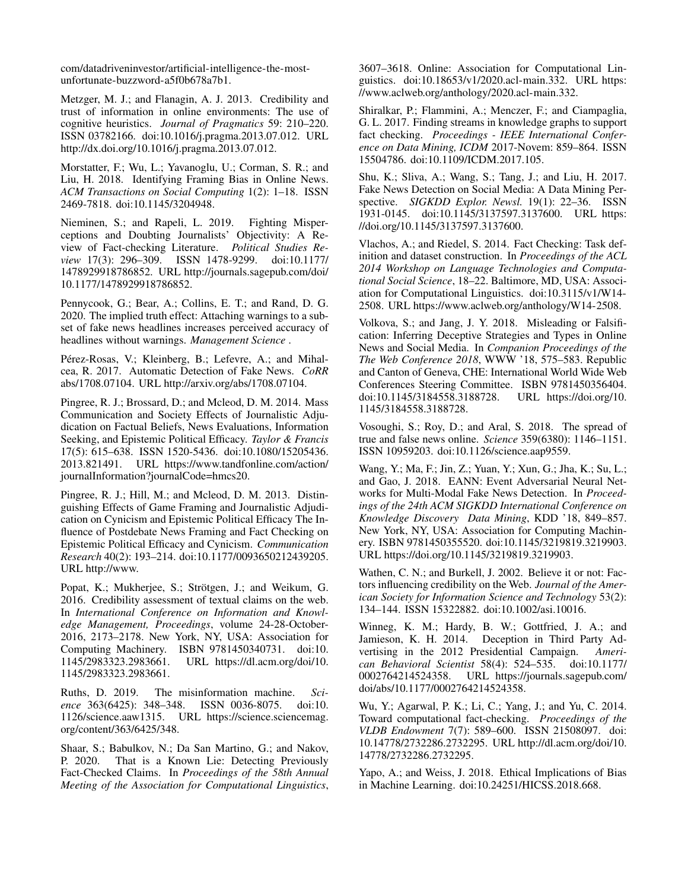com/datadriveninvestor/artificial-intelligence-the-most-unfortunate-buzzword-a5f0b678a7b1.

Metzger, M. J.; and Flanagin, A. J. 2013. Credibility and trust of information in online environments: The use of cognitive heuristics. *Journal of Pragmatics* 59: 210–220. ISSN 03782166. doi:10.1016/j.pragma.2013.07.012. URL http://dx.doi.org/10.1016/j.pragma.2013.07.012.

Morstatter, F.; Wu, L.; Yavanoglu, U.; Corman, S. R.; and Liu, H. 2018. Identifying Framing Bias in Online News. *ACM Transactions on Social Computing* 1(2): 1–18. ISSN 2469-7818. doi:10.1145/3204948.

Nieminen, S.; and Rapeli, L. 2019. Fighting Misperceptions and Doubting Journalists' Objectivity: A Review of Fact-checking Literature. *Political Studies Review* 17(3): 296–309. ISSN 1478-9299. doi:10.1177/1478929918786852. URL http://journals.sagepub.com/doi/10.1177/1478929918786852.

Pennycook, G.; Bear, A.; Collins, E. T.; and Rand, D. G. 2020. The implied truth effect: Attaching warnings to a subset of fake news headlines increases perceived accuracy of headlines without warnings. *Management Science* .

Pérez-Rosas, V.; Kleinberg, B.; Lefevre, A.; and Mihalcea, R. 2017. Automatic Detection of Fake News. *CoRR* abs/1708.07104. URL http://arxiv.org/abs/1708.07104.

Pingree, R. J.; Brossard, D.; and Mcleod, D. M. 2014. Mass Communication and Society Effects of Journalistic Adjudication on Factual Beliefs, News Evaluations, Information Seeking, and Epistemic Political Efficacy. *Taylor & Francis* 17(5): 615–638. ISSN 1520-5436. doi:10.1080/15205436.2013.821491. URL https://www.tandfonline.com/action/journalInformation?journalCode=hmcs20.

Pingree, R. J.; Hill, M.; and Mcleod, D. M. 2013. Distinguishing Effects of Game Framing and Journalistic Adjudication on Cynicism and Epistemic Political Efficacy The Influence of Postdebate News Framing and Fact Checking on Epistemic Political Efficacy and Cynicism. *Communication Research* 40(2): 193–214. doi:10.1177/0093650212439205. URL http://www.

Popat, K.; Mukherjee, S.; Strötgen, J.; and Weikum, G. 2016. Credibility assessment of textual claims on the web. In *International Conference on Information and Knowledge Management, Proceedings*, volume 24-28-October-2016, 2173–2178. New York, NY, USA: Association for Computing Machinery. ISBN 9781450340731. doi:10.1145/2983323.2983661. URL https://dl.acm.org/doi/10.1145/2983323.2983661.

Ruths, D. 2019. The misinformation machine. *Science* 363(6425): 348–348. ISSN 0036-8075. doi:10.1126/science.aaw1315. URL https://science.sciencemag.org/content/363/6425/348.

Shaar, S.; Babulkov, N.; Da San Martino, G.; and Nakov, P. 2020. That is a Known Lie: Detecting Previously Fact-Checked Claims. In *Proceedings of the 58th Annual Meeting of the Association for Computational Linguistics*, 3607–3618. Online: Association for Computational Linguistics. doi:10.18653/v1/2020.acl-main.332. URL https://www.aclweb.org/anthology/2020.acl-main.332.

Shiralkar, P.; Flammini, A.; Menczer, F.; and Ciampaglia, G. L. 2017. Finding streams in knowledge graphs to support fact checking. *Proceedings - IEEE International Conference on Data Mining, ICDM* 2017-Novem: 859–864. ISSN 15504786. doi:10.1109/ICDM.2017.105.

Shu, K.; Sliva, A.; Wang, S.; Tang, J.; and Liu, H. 2017. Fake News Detection on Social Media: A Data Mining Perspective. *SIGKDD Explor. Newsl.* 19(1): 22–36. ISSN 1931-0145. doi:10.1145/3137597.3137600. URL https://doi.org/10.1145/3137597.3137600.

Vlachos, A.; and Riedel, S. 2014. Fact Checking: Task definition and dataset construction. In *Proceedings of the ACL 2014 Workshop on Language Technologies and Computational Social Science*, 18–22. Baltimore, MD, USA: Association for Computational Linguistics. doi:10.3115/v1/W14-2508. URL https://www.aclweb.org/anthology/W14-2508.

Volkova, S.; and Jang, J. Y. 2018. Misleading or Falsification: Inferring Deceptive Strategies and Types in Online News and Social Media. In *Companion Proceedings of the The Web Conference 2018*, WWW '18, 575–583. Republic and Canton of Geneva, CHE: International World Wide Web Conferences Steering Committee. ISBN 9781450356404. doi:10.1145/3184558.3188728. URL https://doi.org/10.1145/3184558.3188728.

Vosoughi, S.; Roy, D.; and Aral, S. 2018. The spread of true and false news online. *Science* 359(6380): 1146–1151. ISSN 10959203. doi:10.1126/science.aap9559.

Wang, Y.; Ma, F.; Jin, Z.; Yuan, Y.; Xun, G.; Jha, K.; Su, L.; and Gao, J. 2018. EANN: Event Adversarial Neural Networks for Multi-Modal Fake News Detection. In *Proceedings of the 24th ACM SIGKDD International Conference on Knowledge Discovery Data Mining*, KDD '18, 849–857. New York, NY, USA: Association for Computing Machinery. ISBN 9781450355520. doi:10.1145/3219819.3219903. URL https://doi.org/10.1145/3219819.3219903.

Wathen, C. N.; and Burkell, J. 2002. Believe it or not: Factors influencing credibility on the Web. *Journal of the American Society for Information Science and Technology* 53(2): 134–144. ISSN 15322882. doi:10.1002/asi.10016.

Winneg, K. M.; Hardy, B. W.; Gottfried, J. A.; and Jamieson, K. H. 2014. Deception in Third Party Advertising in the 2012 Presidential Campaign. *American Behavioral Scientist* 58(4): 524–535. doi:10.1177/0002764214524358. URL https://journals.sagepub.com/doi/abs/10.1177/0002764214524358.

Wu, Y.; Agarwal, P. K.; Li, C.; Yang, J.; and Yu, C. 2014. Toward computational fact-checking. *Proceedings of the VLDB Endowment* 7(7): 589–600. ISSN 21508097. doi:10.14778/2732286.2732295. URL http://dl.acm.org/doi/10.14778/2732286.2732295.

Yapo, A.; and Weiss, J. 2018. Ethical Implications of Bias in Machine Learning. doi:10.24251/HICSS.2018.668.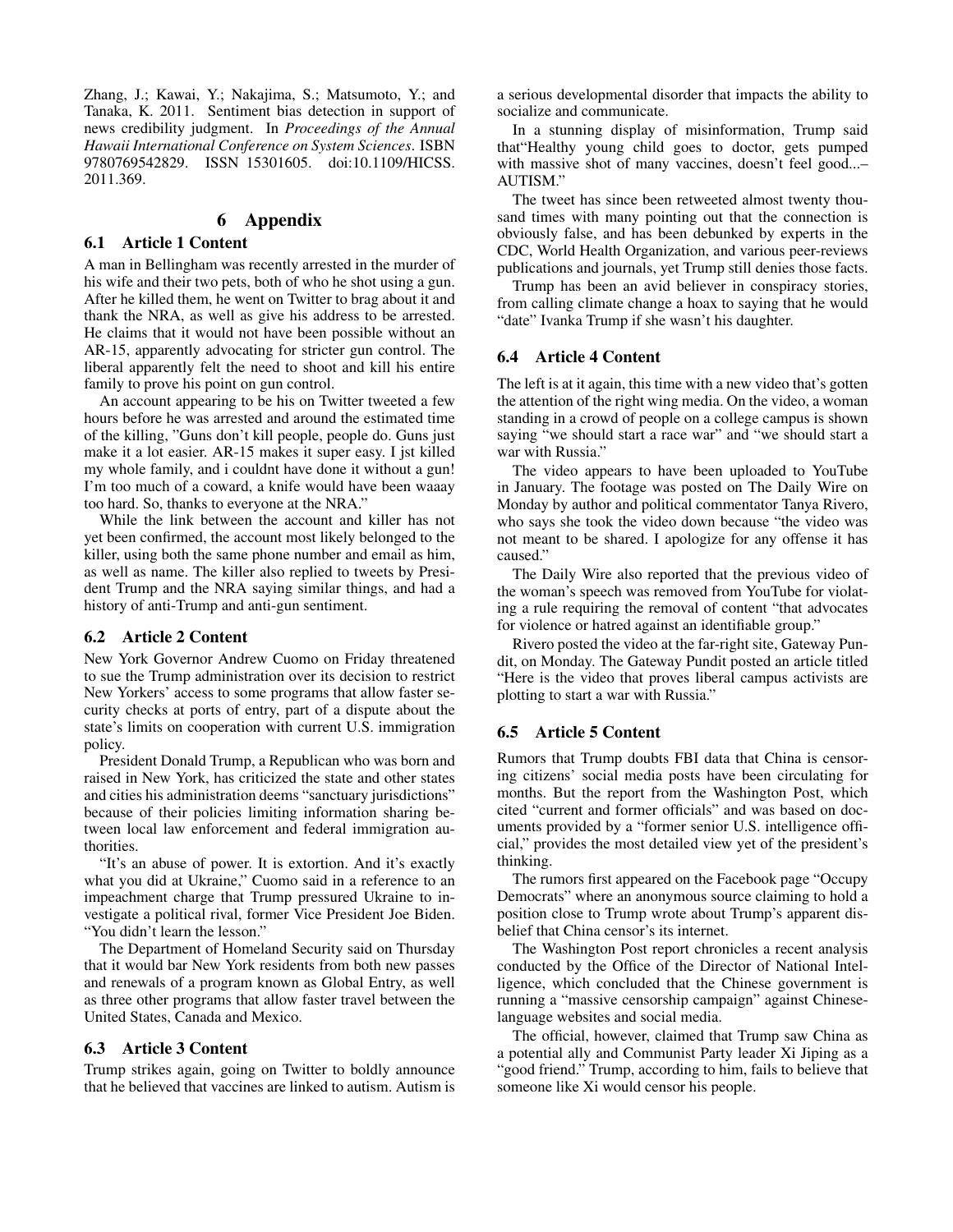Zhang, J.; Kawai, Y.; Nakajima, S.; Matsumoto, Y.; and Tanaka, K. 2011. Sentiment bias detection in support of news credibility judgment. In *Proceedings of the Annual Hawaii International Conference on System Sciences*. ISBN 9780769542829. ISSN 15301605. doi:10.1109/HICSS.2011.369.

# 6 Appendix

## 6.1 Article 1 Content

A man in Bellingham was recently arrested in the murder of his wife and their two pets, both of who he shot using a gun. After he killed them, he went on Twitter to brag about it and thank the NRA, as well as give his address to be arrested. He claims that it would not have been possible without an AR-15, apparently advocating for stricter gun control. The liberal apparently felt the need to shoot and kill his entire family to prove his point on gun control.

An account appearing to be his on Twitter tweeted a few hours before he was arrested and around the estimated time of the killing, "Guns don't kill people, people do. Guns just make it a lot easier. AR-15 makes it super easy. I jst killed my whole family, and i couldnt have done it without a gun! I'm too much of a coward, a knife would have been waaay too hard. So, thanks to everyone at the NRA."

While the link between the account and killer has not yet been confirmed, the account most likely belonged to the killer, using both the same phone number and email as him, as well as name. The killer also replied to tweets by President Trump and the NRA saying similar things, and had a history of anti-Trump and anti-gun sentiment.

## 6.2 Article 2 Content

New York Governor Andrew Cuomo on Friday threatened to sue the Trump administration over its decision to restrict New Yorkers' access to some programs that allow faster security checks at ports of entry, part of a dispute about the state's limits on cooperation with current U.S. immigration policy.

President Donald Trump, a Republican who was born and raised in New York, has criticized the state and other states and cities his administration deems "sanctuary jurisdictions" because of their policies limiting information sharing between local law enforcement and federal immigration authorities.

"It's an abuse of power. It is extortion. And it's exactly what you did at Ukraine," Cuomo said in a reference to an impeachment charge that Trump pressured Ukraine to investigate a political rival, former Vice President Joe Biden. "You didn't learn the lesson."

The Department of Homeland Security said on Thursday that it would bar New York residents from both new passes and renewals of a program known as Global Entry, as well as three other programs that allow faster travel between the United States, Canada and Mexico.

## 6.3 Article 3 Content

Trump strikes again, going on Twitter to boldly announce that he believed that vaccines are linked to autism. Autism is a serious developmental disorder that impacts the ability to socialize and communicate.

In a stunning display of misinformation, Trump said that"Healthy young child goes to doctor, gets pumped with massive shot of many vaccines, doesn't feel good...– AUTISM."

The tweet has since been retweeted almost twenty thousand times with many pointing out that the connection is obviously false, and has been debunked by experts in the CDC, World Health Organization, and various peer-reviews publications and journals, yet Trump still denies those facts.

Trump has been an avid believer in conspiracy stories, from calling climate change a hoax to saying that he would "date" Ivanka Trump if she wasn't his daughter.

## 6.4 Article 4 Content

The left is at it again, this time with a new video that's gotten the attention of the right wing media. On the video, a woman standing in a crowd of people on a college campus is shown saying "we should start a race war" and "we should start a war with Russia."

The video appears to have been uploaded to YouTube in January. The footage was posted on The Daily Wire on Monday by author and political commentator Tanya Rivero, who says she took the video down because "the video was not meant to be shared. I apologize for any offense it has caused."

The Daily Wire also reported that the previous video of the woman's speech was removed from YouTube for violating a rule requiring the removal of content "that advocates for violence or hatred against an identifiable group."

Rivero posted the video at the far-right site, Gateway Pundit, on Monday. The Gateway Pundit posted an article titled "Here is the video that proves liberal campus activists are plotting to start a war with Russia."

## 6.5 Article 5 Content

Rumors that Trump doubts FBI data that China is censoring citizens' social media posts have been circulating for months. But the report from the Washington Post, which cited "current and former officials" and was based on documents provided by a "former senior U.S. intelligence official," provides the most detailed view yet of the president's thinking.

The rumors first appeared on the Facebook page "Occupy Democrats" where an anonymous source claiming to hold a position close to Trump wrote about Trump's apparent disbelief that China censor's its internet.

The Washington Post report chronicles a recent analysis conducted by the Office of the Director of National Intelligence, which concluded that the Chinese government is running a "massive censorship campaign" against Chinese-language websites and social media.

The official, however, claimed that Trump saw China as a potential ally and Communist Party leader Xi Jiping as a "good friend." Trump, according to him, fails to believe that someone like Xi would censor his people.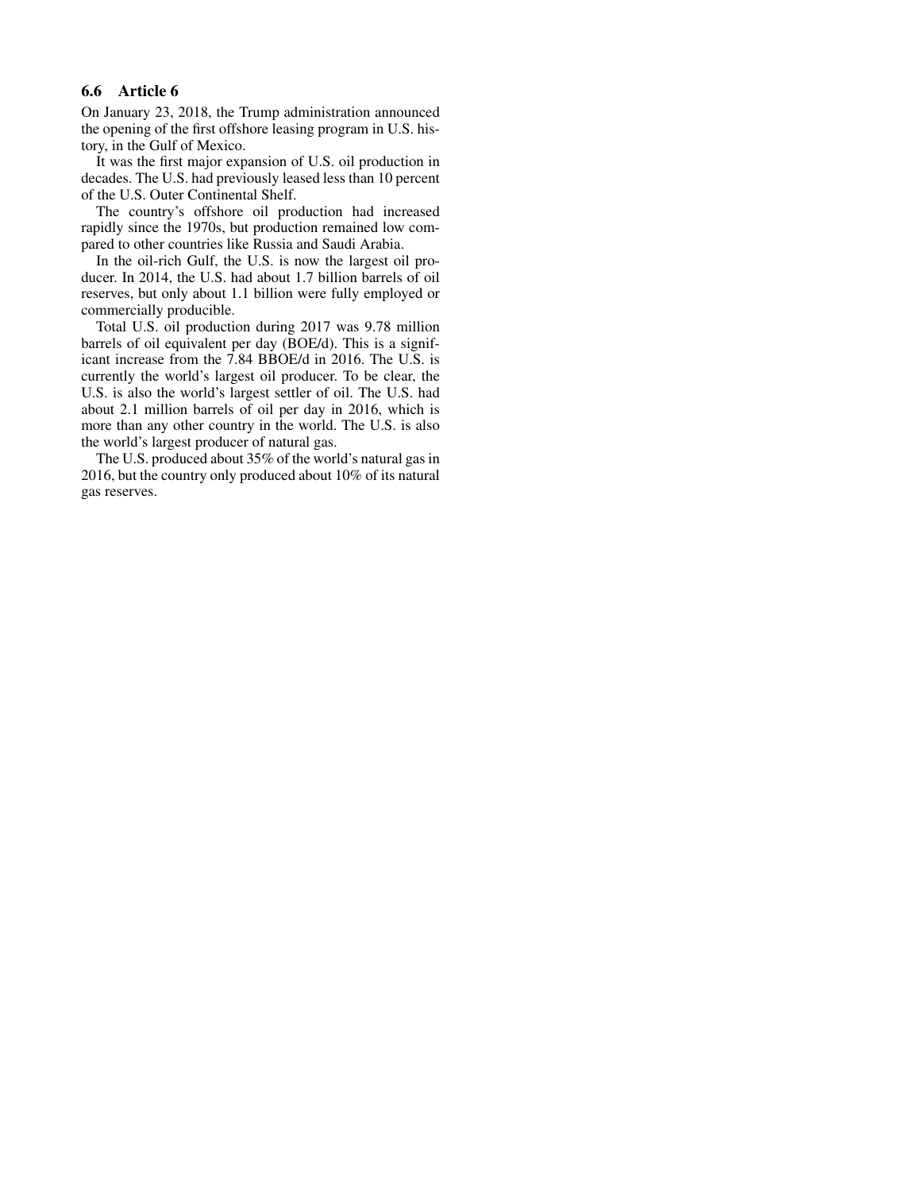### 6.6 Article 6

On January 23, 2018, the Trump administration announced the opening of the first offshore leasing program in U.S. history, in the Gulf of Mexico.

It was the first major expansion of U.S. oil production in decades. The U.S. had previously leased less than 10 percent of the U.S. Outer Continental Shelf.

The country's offshore oil production had increased rapidly since the 1970s, but production remained low compared to other countries like Russia and Saudi Arabia.

In the oil-rich Gulf, the U.S. is now the largest oil producer. In 2014, the U.S. had about 1.7 billion barrels of oil reserves, but only about 1.1 billion were fully employed or commercially producible.

Total U.S. oil production during 2017 was 9.78 million barrels of oil equivalent per day (BOE/d). This is a significant increase from the 7.84 BBOE/d in 2016. The U.S. is currently the world's largest oil producer. To be clear, the U.S. is also the world's largest settler of oil. The U.S. had about 2.1 million barrels of oil per day in 2016, which is more than any other country in the world. The U.S. is also the world's largest producer of natural gas.

The U.S. produced about 35% of the world's natural gas in 2016, but the country only produced about 10% of its natural gas reserves.